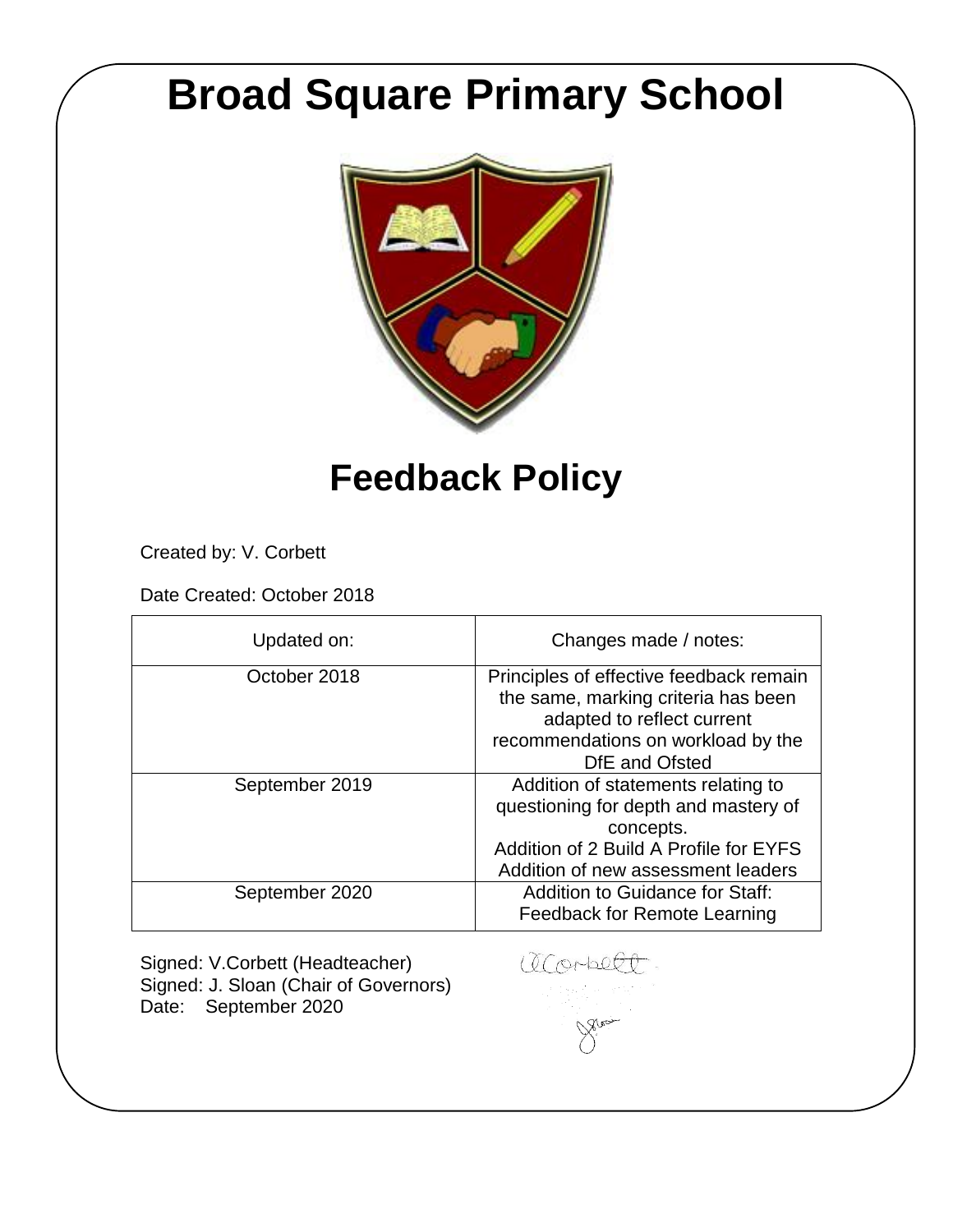# Broad Square Primary School

# Feedback Policy

Created by: V. Corbett

Date Created: October 2018

| Updated on: | Changes made / notes: |
|---|---|
| October 2018 | Principles of effective feedback remain the same, marking criteria has been adapted to reflect current recommendations on workload by the DfE and Ofsted |
| September 2019 | Addition of statements relating to questioning for depth and mastery of concepts. Addition of 2 Build A Profile for EYFS Addition of new assessment leaders |
| September 2020 | Addition to Guidance for Staff: Feedback for Remote Learning |

Signed: V.Corbett (Headteacher)
Signed: J. Sloan (Chair of Governors)
Date: September 2020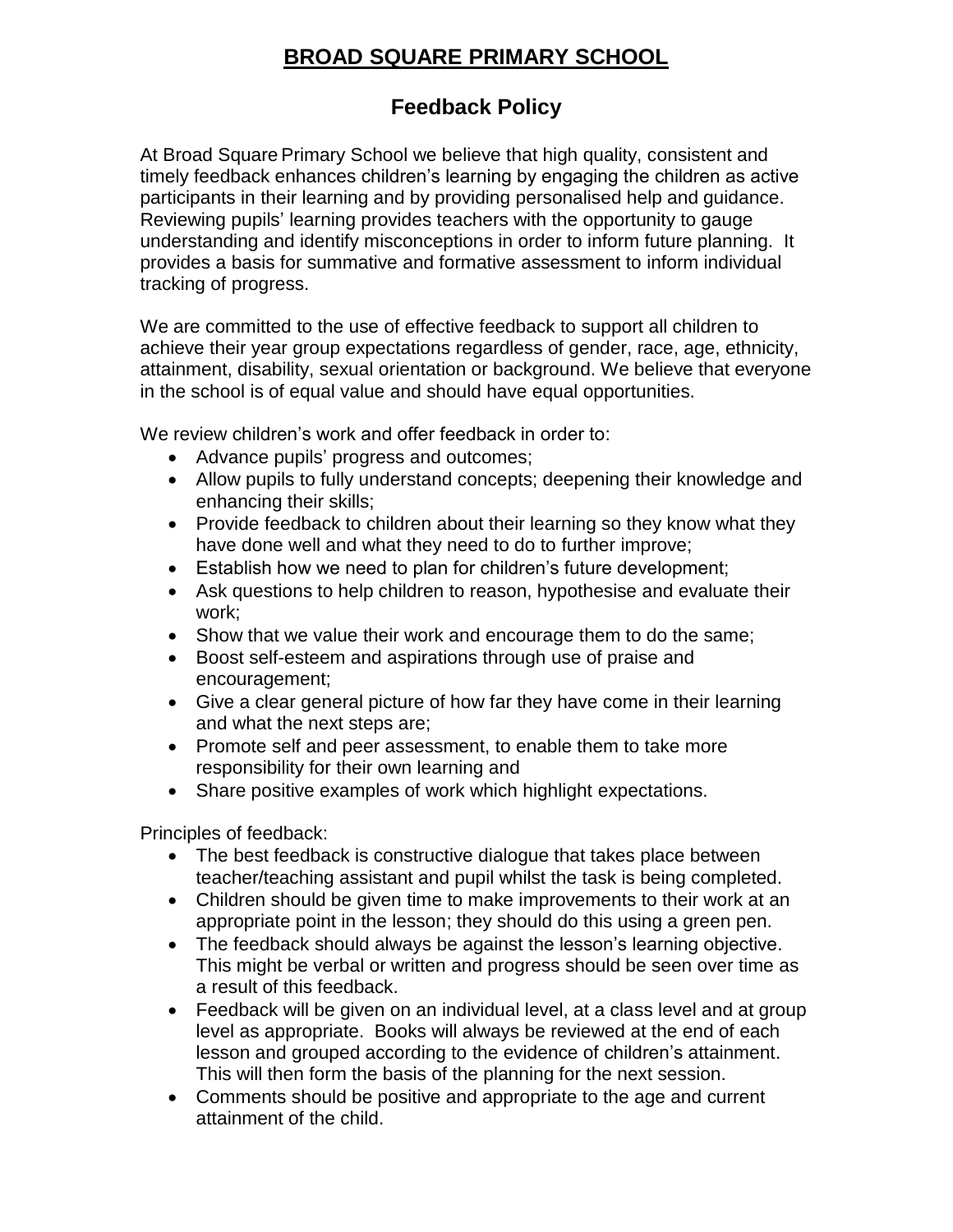# BROAD SQUARE PRIMARY SCHOOL

## Feedback Policy

At Broad Square Primary School we believe that high quality, consistent and timely feedback enhances children's learning by engaging the children as active participants in their learning and by providing personalised help and guidance. Reviewing pupils' learning provides teachers with the opportunity to gauge understanding and identify misconceptions in order to inform future planning. It provides a basis for summative and formative assessment to inform individual tracking of progress.

We are committed to the use of effective feedback to support all children to achieve their year group expectations regardless of gender, race, age, ethnicity, attainment, disability, sexual orientation or background. We believe that everyone in the school is of equal value and should have equal opportunities.

We review children's work and offer feedback in order to:

- Advance pupils' progress and outcomes;
- Allow pupils to fully understand concepts; deepening their knowledge and enhancing their skills;
- Provide feedback to children about their learning so they know what they have done well and what they need to do to further improve;
- Establish how we need to plan for children's future development;
- Ask questions to help children to reason, hypothesise and evaluate their work;
- Show that we value their work and encourage them to do the same;
- Boost self-esteem and aspirations through use of praise and encouragement;
- Give a clear general picture of how far they have come in their learning and what the next steps are;
- Promote self and peer assessment, to enable them to take more responsibility for their own learning and
- Share positive examples of work which highlight expectations.

Principles of feedback:

- The best feedback is constructive dialogue that takes place between teacher/teaching assistant and pupil whilst the task is being completed.
- Children should be given time to make improvements to their work at an appropriate point in the lesson; they should do this using a green pen.
- The feedback should always be against the lesson's learning objective. This might be verbal or written and progress should be seen over time as a result of this feedback.
- Feedback will be given on an individual level, at a class level and at group level as appropriate. Books will always be reviewed at the end of each lesson and grouped according to the evidence of children's attainment. This will then form the basis of the planning for the next session.
- Comments should be positive and appropriate to the age and current attainment of the child.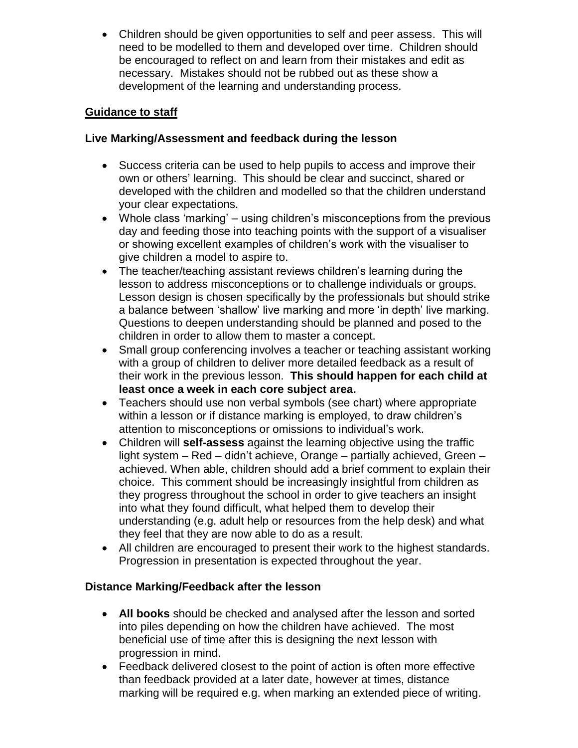- Children should be given opportunities to self and peer assess. This will need to be modelled to them and developed over time. Children should be encouraged to reflect on and learn from their mistakes and edit as necessary. Mistakes should not be rubbed out as these show a development of the learning and understanding process.

## Guidance to staff

### Live Marking/Assessment and feedback during the lesson

- Success criteria can be used to help pupils to access and improve their own or others' learning. This should be clear and succinct, shared or developed with the children and modelled so that the children understand your clear expectations.
- Whole class 'marking' – using children's misconceptions from the previous day and feeding those into teaching points with the support of a visualiser or showing excellent examples of children's work with the visualiser to give children a model to aspire to.
- The teacher/teaching assistant reviews children's learning during the lesson to address misconceptions or to challenge individuals or groups. Lesson design is chosen specifically by the professionals but should strike a balance between 'shallow' live marking and more 'in depth' live marking. Questions to deepen understanding should be planned and posed to the children in order to allow them to master a concept.
- Small group conferencing involves a teacher or teaching assistant working with a group of children to deliver more detailed feedback as a result of their work in the previous lesson. **This should happen for each child at least once a week in each core subject area.**
- Teachers should use non verbal symbols (see chart) where appropriate within a lesson or if distance marking is employed, to draw children's attention to misconceptions or omissions to individual's work.
- Children will **self-assess** against the learning objective using the traffic light system – Red – didn't achieve, Orange – partially achieved, Green – achieved. When able, children should add a brief comment to explain their choice. This comment should be increasingly insightful from children as they progress throughout the school in order to give teachers an insight into what they found difficult, what helped them to develop their understanding (e.g. adult help or resources from the help desk) and what they feel that they are now able to do as a result.
- All children are encouraged to present their work to the highest standards. Progression in presentation is expected throughout the year.

### Distance Marking/Feedback after the lesson

- **All books** should be checked and analysed after the lesson and sorted into piles depending on how the children have achieved. The most beneficial use of time after this is designing the next lesson with progression in mind.
- Feedback delivered closest to the point of action is often more effective than feedback provided at a later date, however at times, distance marking will be required e.g. when marking an extended piece of writing.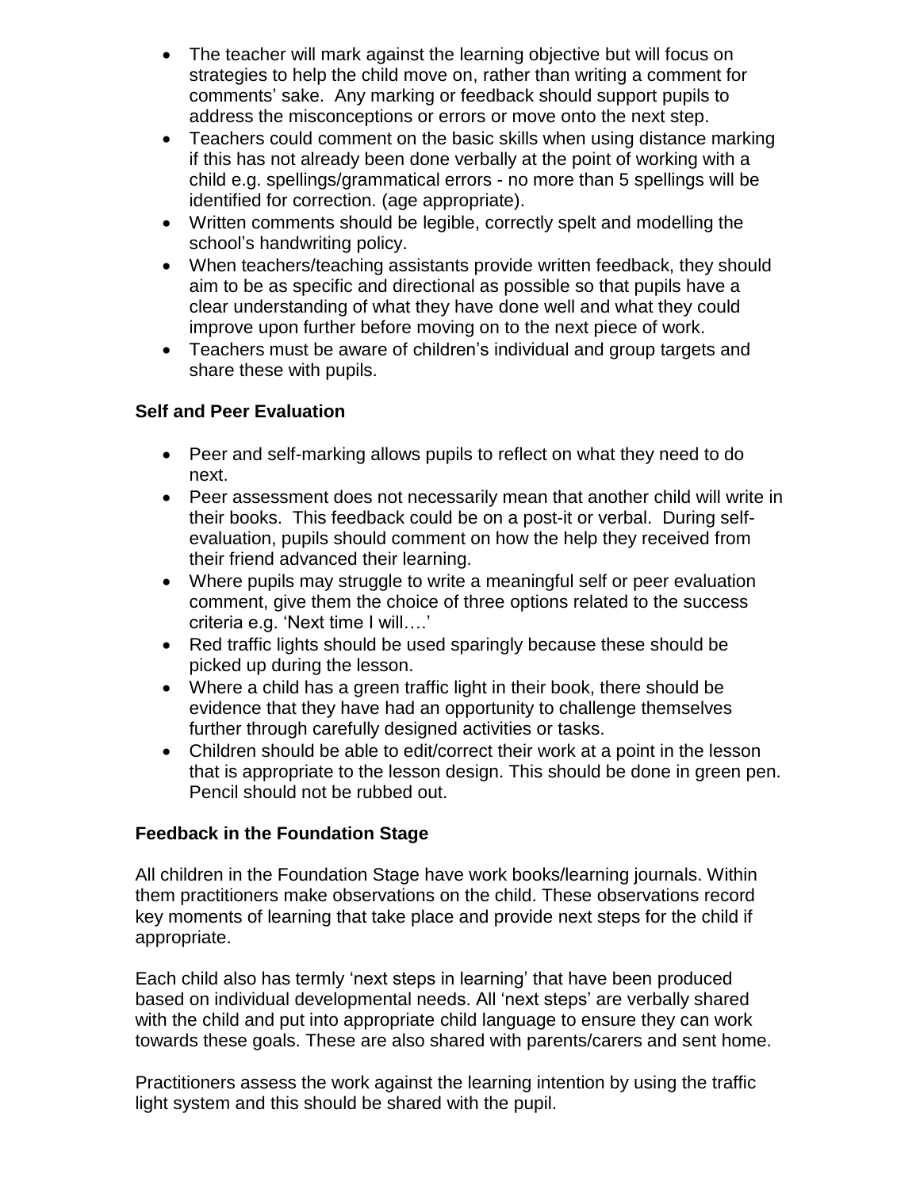- The teacher will mark against the learning objective but will focus on strategies to help the child move on, rather than writing a comment for comments' sake. Any marking or feedback should support pupils to address the misconceptions or errors or move onto the next step.
- Teachers could comment on the basic skills when using distance marking if this has not already been done verbally at the point of working with a child e.g. spellings/grammatical errors - no more than 5 spellings will be identified for correction. (age appropriate).
- Written comments should be legible, correctly spelt and modelling the school's handwriting policy.
- When teachers/teaching assistants provide written feedback, they should aim to be as specific and directional as possible so that pupils have a clear understanding of what they have done well and what they could improve upon further before moving on to the next piece of work.
- Teachers must be aware of children's individual and group targets and share these with pupils.

**Self and Peer Evaluation**

- Peer and self-marking allows pupils to reflect on what they need to do next.
- Peer assessment does not necessarily mean that another child will write in their books. This feedback could be on a post-it or verbal. During self-evaluation, pupils should comment on how the help they received from their friend advanced their learning.
- Where pupils may struggle to write a meaningful self or peer evaluation comment, give them the choice of three options related to the success criteria e.g. 'Next time I will….'
- Red traffic lights should be used sparingly because these should be picked up during the lesson.
- Where a child has a green traffic light in their book, there should be evidence that they have had an opportunity to challenge themselves further through carefully designed activities or tasks.
- Children should be able to edit/correct their work at a point in the lesson that is appropriate to the lesson design. This should be done in green pen. Pencil should not be rubbed out.

**Feedback in the Foundation Stage**

All children in the Foundation Stage have work books/learning journals. Within them practitioners make observations on the child. These observations record key moments of learning that take place and provide next steps for the child if appropriate.

Each child also has termly 'next steps in learning' that have been produced based on individual developmental needs. All 'next steps' are verbally shared with the child and put into appropriate child language to ensure they can work towards these goals. These are also shared with parents/carers and sent home.

Practitioners assess the work against the learning intention by using the traffic light system and this should be shared with the pupil.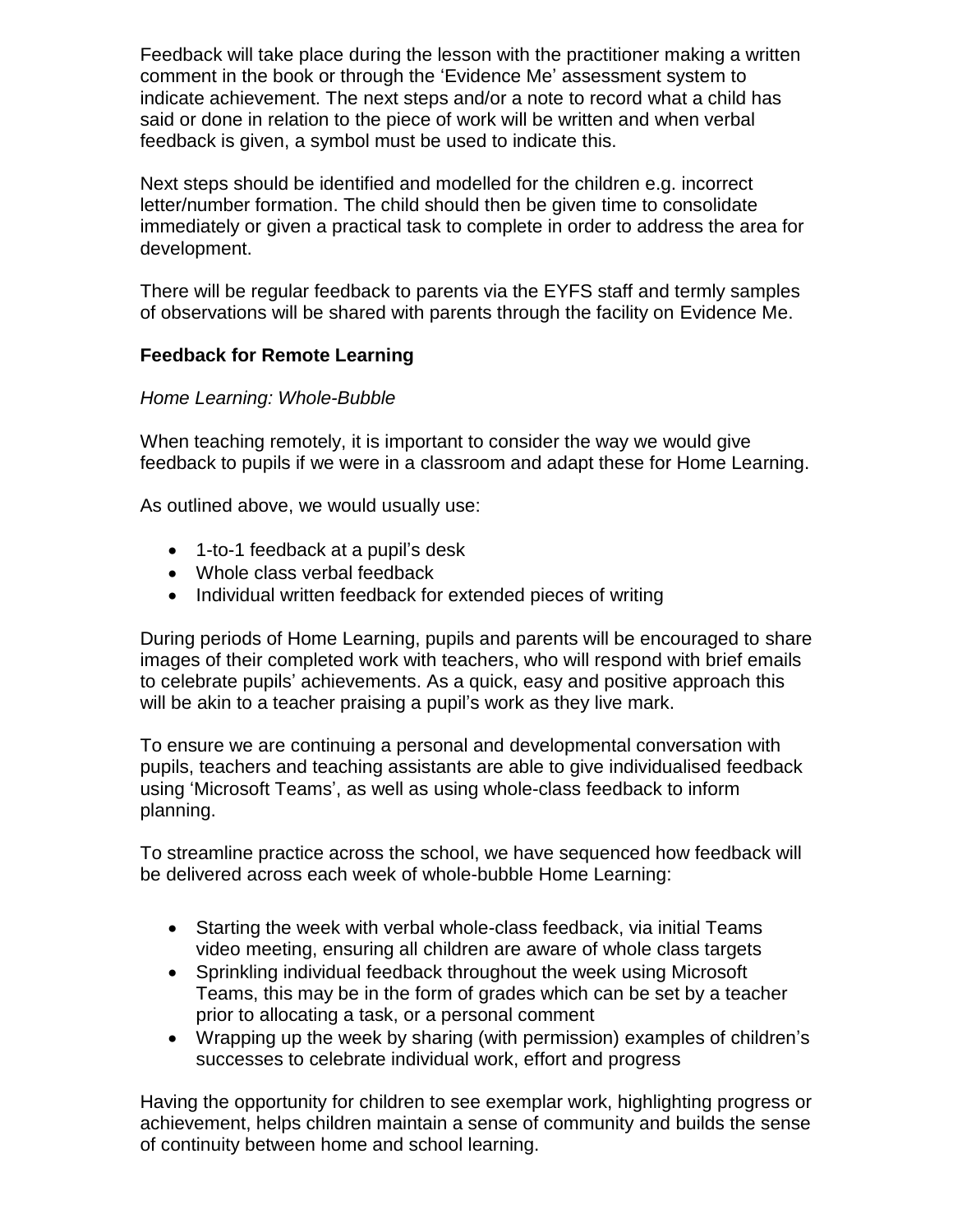Feedback will take place during the lesson with the practitioner making a written comment in the book or through the 'Evidence Me' assessment system to indicate achievement. The next steps and/or a note to record what a child has said or done in relation to the piece of work will be written and when verbal feedback is given, a symbol must be used to indicate this.

Next steps should be identified and modelled for the children e.g. incorrect letter/number formation. The child should then be given time to consolidate immediately or given a practical task to complete in order to address the area for development.

There will be regular feedback to parents via the EYFS staff and termly samples of observations will be shared with parents through the facility on Evidence Me.

**Feedback for Remote Learning**

*Home Learning: Whole-Bubble*

When teaching remotely, it is important to consider the way we would give feedback to pupils if we were in a classroom and adapt these for Home Learning.

As outlined above, we would usually use:

- 1-to-1 feedback at a pupil's desk
- Whole class verbal feedback
- Individual written feedback for extended pieces of writing

During periods of Home Learning, pupils and parents will be encouraged to share images of their completed work with teachers, who will respond with brief emails to celebrate pupils' achievements. As a quick, easy and positive approach this will be akin to a teacher praising a pupil's work as they live mark.

To ensure we are continuing a personal and developmental conversation with pupils, teachers and teaching assistants are able to give individualised feedback using 'Microsoft Teams', as well as using whole-class feedback to inform planning.

To streamline practice across the school, we have sequenced how feedback will be delivered across each week of whole-bubble Home Learning:

- Starting the week with verbal whole-class feedback, via initial Teams video meeting, ensuring all children are aware of whole class targets
- Sprinkling individual feedback throughout the week using Microsoft Teams, this may be in the form of grades which can be set by a teacher prior to allocating a task, or a personal comment
- Wrapping up the week by sharing (with permission) examples of children's successes to celebrate individual work, effort and progress

Having the opportunity for children to see exemplar work, highlighting progress or achievement, helps children maintain a sense of community and builds the sense of continuity between home and school learning.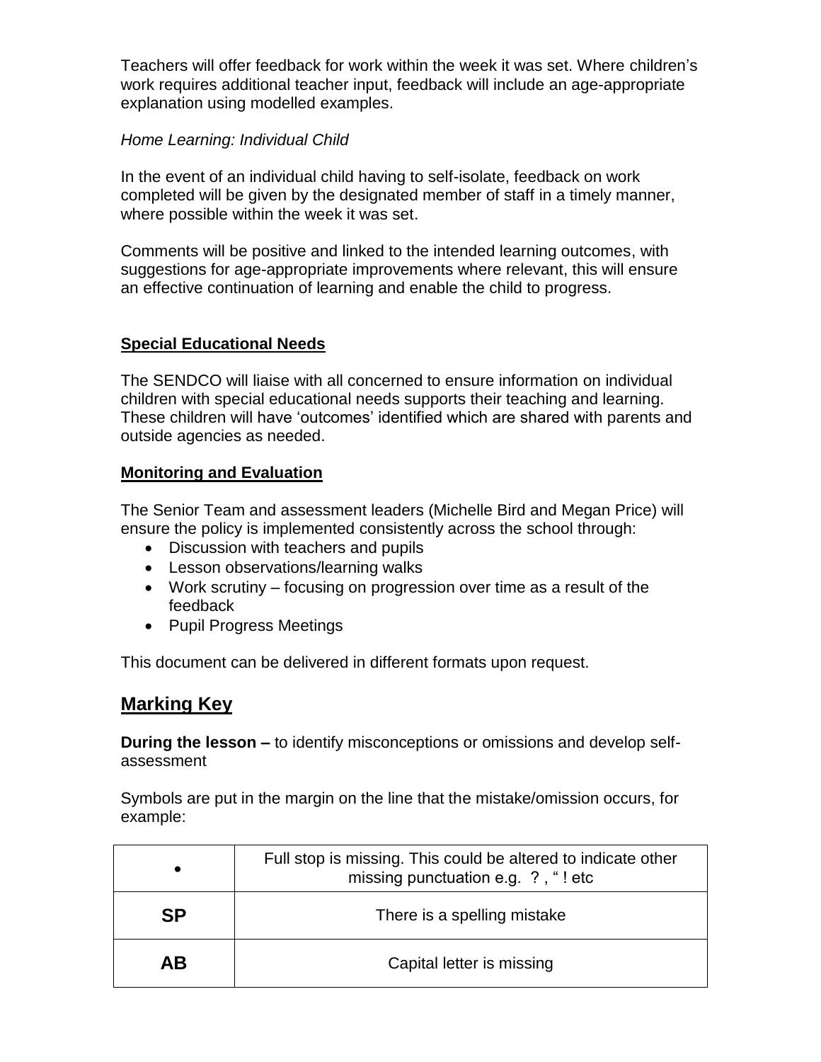Teachers will offer feedback for work within the week it was set. Where children's work requires additional teacher input, feedback will include an age-appropriate explanation using modelled examples.

*Home Learning: Individual Child*

In the event of an individual child having to self-isolate, feedback on work completed will be given by the designated member of staff in a timely manner, where possible within the week it was set.

Comments will be positive and linked to the intended learning outcomes, with suggestions for age-appropriate improvements where relevant, this will ensure an effective continuation of learning and enable the child to progress.

**Special Educational Needs**

The SENDCO will liaise with all concerned to ensure information on individual children with special educational needs supports their teaching and learning. These children will have 'outcomes' identified which are shared with parents and outside agencies as needed.

**Monitoring and Evaluation**

The Senior Team and assessment leaders (Michelle Bird and Megan Price) will ensure the policy is implemented consistently across the school through:

- Discussion with teachers and pupils
- Lesson observations/learning walks
- Work scrutiny – focusing on progression over time as a result of the feedback
- Pupil Progress Meetings

This document can be delivered in different formats upon request.

## Marking Key

**During the lesson –** to identify misconceptions or omissions and develop self-assessment

Symbols are put in the margin on the line that the mistake/omission occurs, for example:

| Symbol | Meaning |
|---|---|
| • | Full stop is missing. This could be altered to indicate other missing punctuation e.g. ? , " ! etc |
| **SP** | There is a spelling mistake |
| **AB** | Capital letter is missing |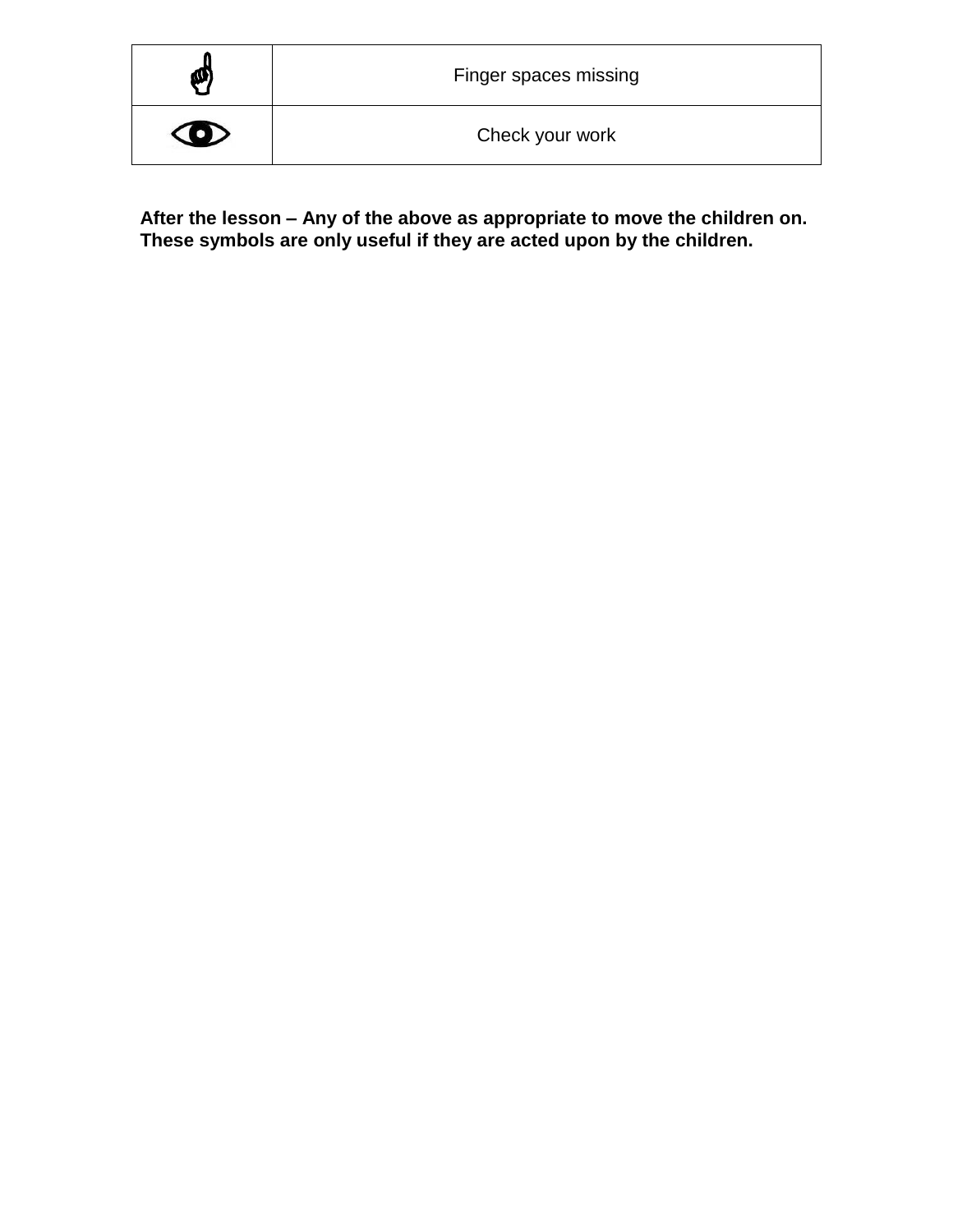| | |
|---|---|
| ☝ | Finger spaces missing |
| 👁 | Check your work |

**After the lesson – Any of the above as appropriate to move the children on. These symbols are only useful if they are acted upon by the children.**